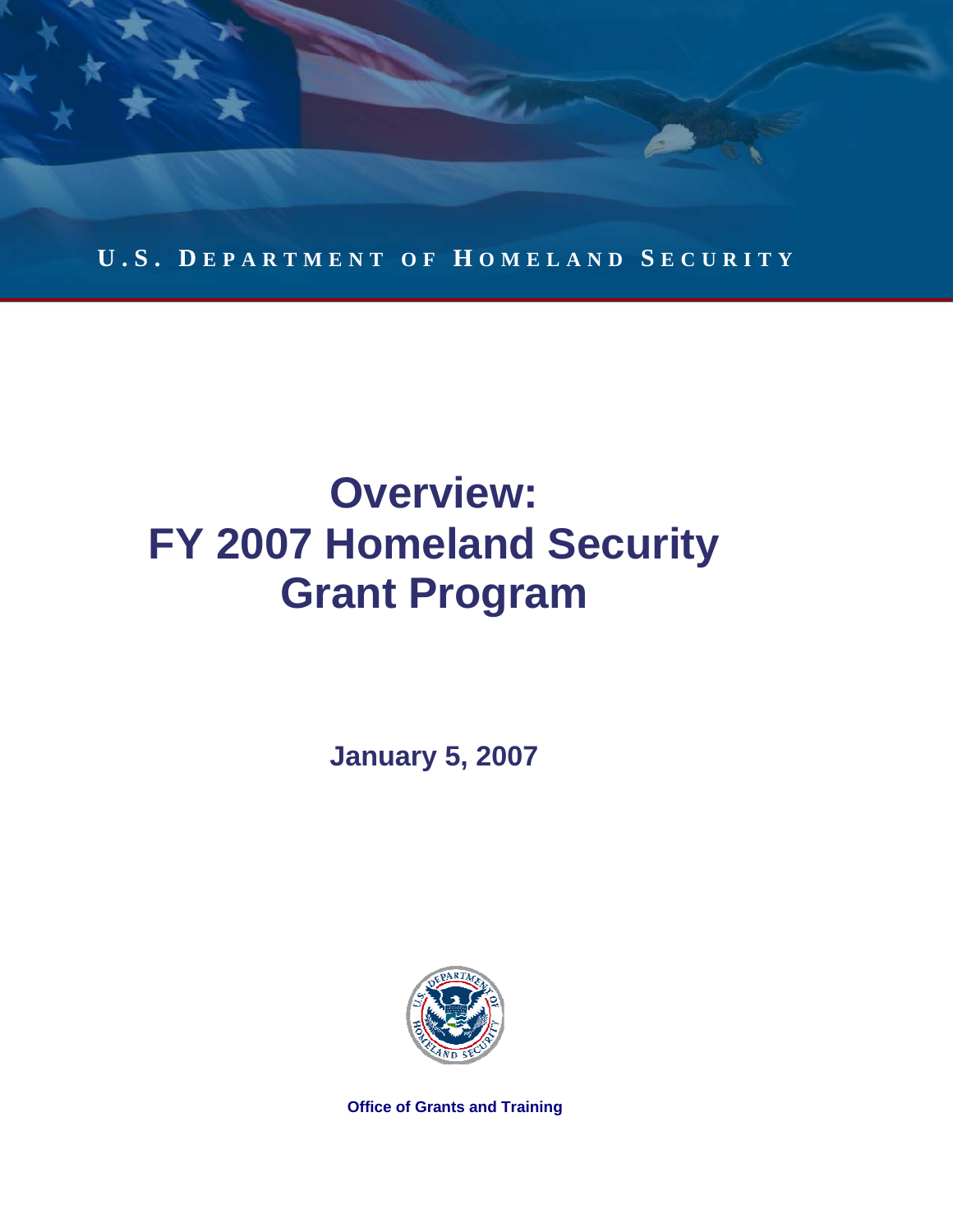U.S. DEPARTMENT OF HOMELAND SECURITY

# Overview: FY 2007 Homeland Security Grant Program

**January 5, 2007**

**Office of Grants and Training**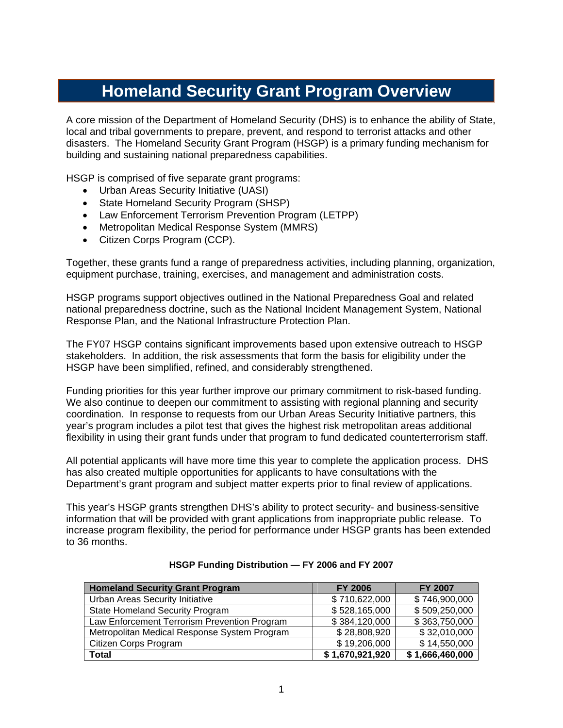# Homeland Security Grant Program Overview

A core mission of the Department of Homeland Security (DHS) is to enhance the ability of State, local and tribal governments to prepare, prevent, and respond to terrorist attacks and other disasters. The Homeland Security Grant Program (HSGP) is a primary funding mechanism for building and sustaining national preparedness capabilities.

HSGP is comprised of five separate grant programs:

- Urban Areas Security Initiative (UASI)
- State Homeland Security Program (SHSP)
- Law Enforcement Terrorism Prevention Program (LETPP)
- Metropolitan Medical Response System (MMRS)
- Citizen Corps Program (CCP).

Together, these grants fund a range of preparedness activities, including planning, organization, equipment purchase, training, exercises, and management and administration costs.

HSGP programs support objectives outlined in the National Preparedness Goal and related national preparedness doctrine, such as the National Incident Management System, National Response Plan, and the National Infrastructure Protection Plan.

The FY07 HSGP contains significant improvements based upon extensive outreach to HSGP stakeholders. In addition, the risk assessments that form the basis for eligibility under the HSGP have been simplified, refined, and considerably strengthened.

Funding priorities for this year further improve our primary commitment to risk-based funding. We also continue to deepen our commitment to assisting with regional planning and security coordination. In response to requests from our Urban Areas Security Initiative partners, this year's program includes a pilot test that gives the highest risk metropolitan areas additional flexibility in using their grant funds under that program to fund dedicated counterterrorism staff.

All potential applicants will have more time this year to complete the application process. DHS has also created multiple opportunities for applicants to have consultations with the Department's grant program and subject matter experts prior to final review of applications.

This year's HSGP grants strengthen DHS's ability to protect security- and business-sensitive information that will be provided with grant applications from inappropriate public release. To increase program flexibility, the period for performance under HSGP grants has been extended to 36 months.

**HSGP Funding Distribution — FY 2006 and FY 2007**

| Homeland Security Grant Program | FY 2006 | FY 2007 |
|---|---|---|
| Urban Areas Security Initiative | $ 710,622,000 | $ 746,900,000 |
| State Homeland Security Program | $ 528,165,000 | $ 509,250,000 |
| Law Enforcement Terrorism Prevention Program | $ 384,120,000 | $ 363,750,000 |
| Metropolitan Medical Response System Program | $ 28,808,920 | $ 32,010,000 |
| Citizen Corps Program | $ 19,206,000 | $ 14,550,000 |
| **Total** | **$ 1,670,921,920** | **$ 1,666,460,000** |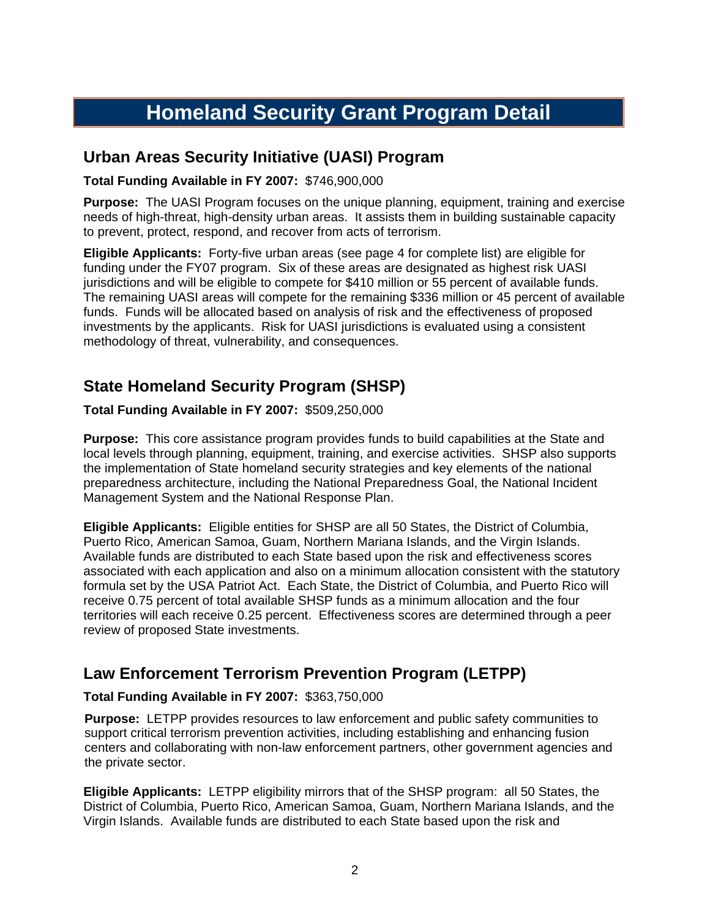# Homeland Security Grant Program Detail

## Urban Areas Security Initiative (UASI) Program

**Total Funding Available in FY 2007:** $746,900,000

**Purpose:** The UASI Program focuses on the unique planning, equipment, training and exercise needs of high-threat, high-density urban areas. It assists them in building sustainable capacity to prevent, protect, respond, and recover from acts of terrorism.

**Eligible Applicants:** Forty-five urban areas (see page 4 for complete list) are eligible for funding under the FY07 program. Six of these areas are designated as highest risk UASI jurisdictions and will be eligible to compete for $410 million or 55 percent of available funds. The remaining UASI areas will compete for the remaining $336 million or 45 percent of available funds. Funds will be allocated based on analysis of risk and the effectiveness of proposed investments by the applicants. Risk for UASI jurisdictions is evaluated using a consistent methodology of threat, vulnerability, and consequences.

## State Homeland Security Program (SHSP)

**Total Funding Available in FY 2007:** $509,250,000

**Purpose:** This core assistance program provides funds to build capabilities at the State and local levels through planning, equipment, training, and exercise activities. SHSP also supports the implementation of State homeland security strategies and key elements of the national preparedness architecture, including the National Preparedness Goal, the National Incident Management System and the National Response Plan.

**Eligible Applicants:** Eligible entities for SHSP are all 50 States, the District of Columbia, Puerto Rico, American Samoa, Guam, Northern Mariana Islands, and the Virgin Islands. Available funds are distributed to each State based upon the risk and effectiveness scores associated with each application and also on a minimum allocation consistent with the statutory formula set by the USA Patriot Act. Each State, the District of Columbia, and Puerto Rico will receive 0.75 percent of total available SHSP funds as a minimum allocation and the four territories will each receive 0.25 percent. Effectiveness scores are determined through a peer review of proposed State investments.

## Law Enforcement Terrorism Prevention Program (LETPP)

**Total Funding Available in FY 2007:** $363,750,000

**Purpose:** LETPP provides resources to law enforcement and public safety communities to support critical terrorism prevention activities, including establishing and enhancing fusion centers and collaborating with non-law enforcement partners, other government agencies and the private sector.

**Eligible Applicants:** LETPP eligibility mirrors that of the SHSP program: all 50 States, the District of Columbia, Puerto Rico, American Samoa, Guam, Northern Mariana Islands, and the Virgin Islands. Available funds are distributed to each State based upon the risk and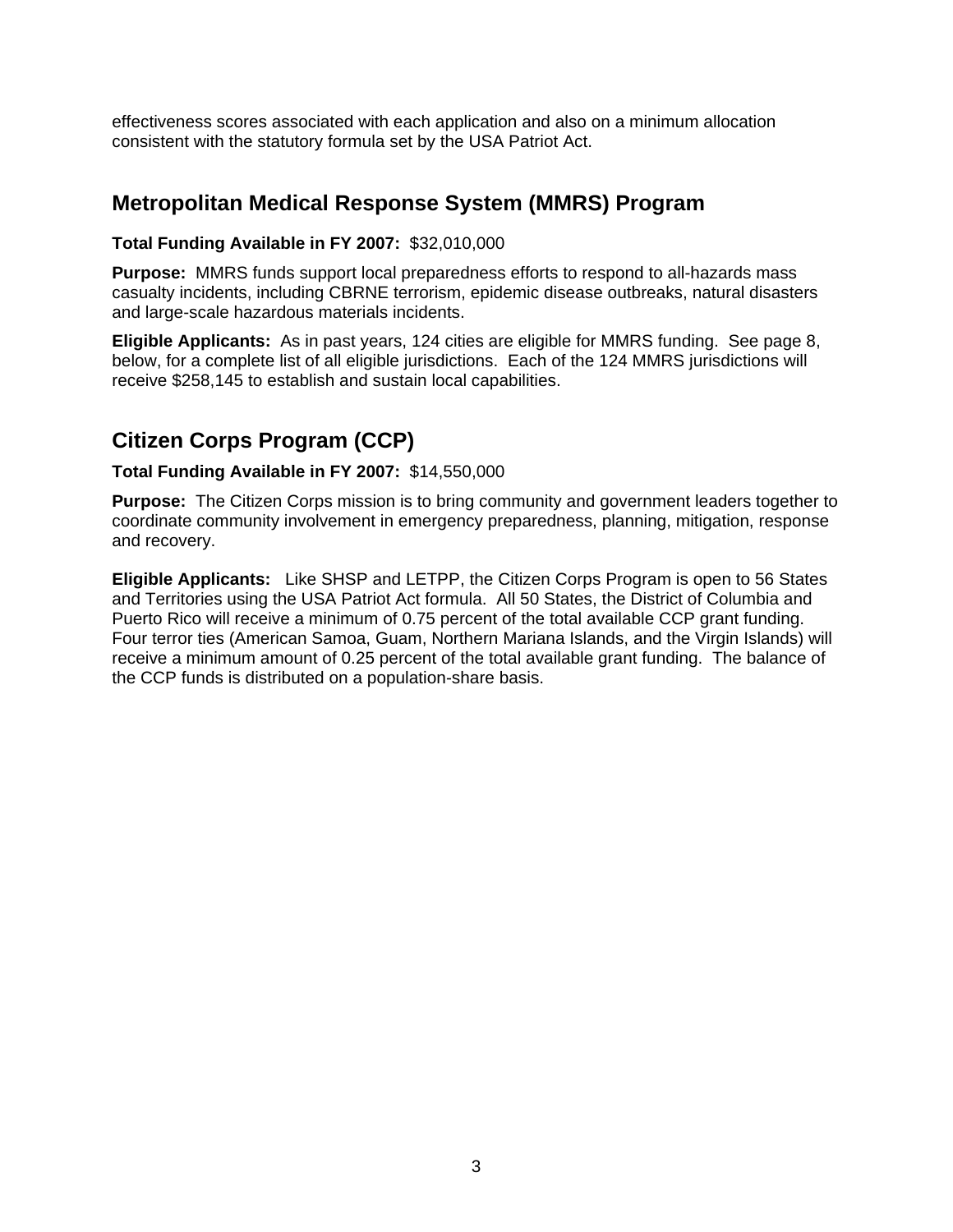effectiveness scores associated with each application and also on a minimum allocation consistent with the statutory formula set by the USA Patriot Act.

## Metropolitan Medical Response System (MMRS) Program

**Total Funding Available in FY 2007:** $32,010,000

**Purpose:** MMRS funds support local preparedness efforts to respond to all-hazards mass casualty incidents, including CBRNE terrorism, epidemic disease outbreaks, natural disasters and large-scale hazardous materials incidents.

**Eligible Applicants:** As in past years, 124 cities are eligible for MMRS funding. See page 8, below, for a complete list of all eligible jurisdictions. Each of the 124 MMRS jurisdictions will receive $258,145 to establish and sustain local capabilities.

## Citizen Corps Program (CCP)

**Total Funding Available in FY 2007:** $14,550,000

**Purpose:** The Citizen Corps mission is to bring community and government leaders together to coordinate community involvement in emergency preparedness, planning, mitigation, response and recovery.

**Eligible Applicants:** Like SHSP and LETPP, the Citizen Corps Program is open to 56 States and Territories using the USA Patriot Act formula. All 50 States, the District of Columbia and Puerto Rico will receive a minimum of 0.75 percent of the total available CCP grant funding. Four terror ties (American Samoa, Guam, Northern Mariana Islands, and the Virgin Islands) will receive a minimum amount of 0.25 percent of the total available grant funding. The balance of the CCP funds is distributed on a population-share basis.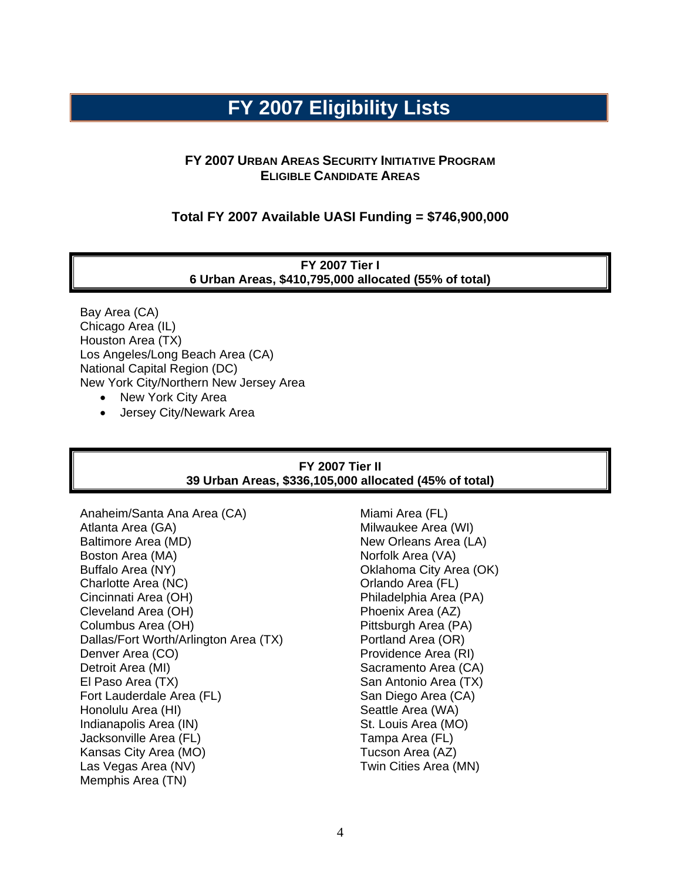# FY 2007 Eligibility Lists

### FY 2007 Urban Areas Security Initiative Program
### Eligible Candidate Areas

**Total FY 2007 Available UASI Funding = $746,900,000**

**FY 2007 Tier I**
**6 Urban Areas, $410,795,000 allocated (55% of total)**

Bay Area (CA)
Chicago Area (IL)
Houston Area (TX)
Los Angeles/Long Beach Area (CA)
National Capital Region (DC)
New York City/Northern New Jersey Area
- New York City Area
- Jersey City/Newark Area

**FY 2007 Tier II**
**39 Urban Areas, $336,105,000 allocated (45% of total)**

Anaheim/Santa Ana Area (CA)
Atlanta Area (GA)
Baltimore Area (MD)
Boston Area (MA)
Buffalo Area (NY)
Charlotte Area (NC)
Cincinnati Area (OH)
Cleveland Area (OH)
Columbus Area (OH)
Dallas/Fort Worth/Arlington Area (TX)
Denver Area (CO)
Detroit Area (MI)
El Paso Area (TX)
Fort Lauderdale Area (FL)
Honolulu Area (HI)
Indianapolis Area (IN)
Jacksonville Area (FL)
Kansas City Area (MO)
Las Vegas Area (NV)
Memphis Area (TN)
Miami Area (FL)
Milwaukee Area (WI)
New Orleans Area (LA)
Norfolk Area (VA)
Oklahoma City Area (OK)
Orlando Area (FL)
Philadelphia Area (PA)
Phoenix Area (AZ)
Pittsburgh Area (PA)
Portland Area (OR)
Providence Area (RI)
Sacramento Area (CA)
San Antonio Area (TX)
San Diego Area (CA)
Seattle Area (WA)
St. Louis Area (MO)
Tampa Area (FL)
Tucson Area (AZ)
Twin Cities Area (MN)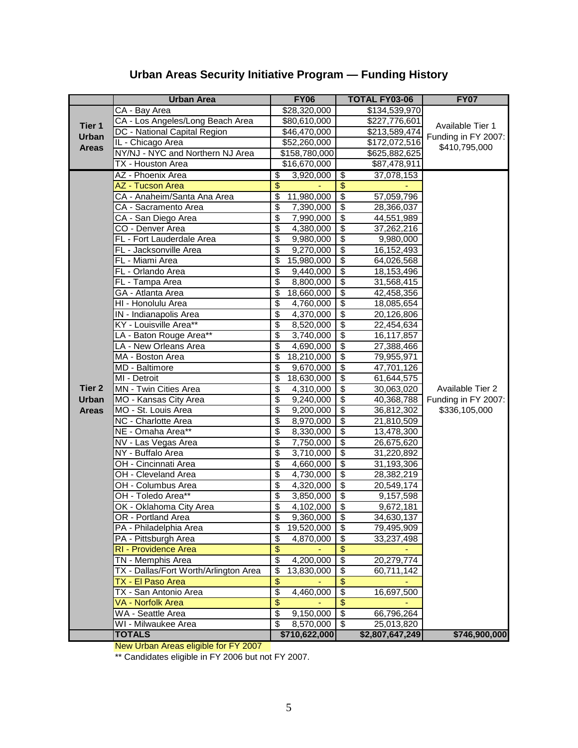# Urban Areas Security Initiative Program — Funding History

| | Urban Area | FY06 | TOTAL FY03-06 | FY07 |
|---|---|---|---|---|
| Tier 1 Urban Areas | CA - Bay Area | $28,320,000 | $134,539,970 | Available Tier 1 Funding in FY 2007: $410,795,000 |
| | CA - Los Angeles/Long Beach Area | $80,610,000 | $227,776,601 | |
| | DC - National Capital Region | $46,470,000 | $213,589,474 | |
| | IL - Chicago Area | $52,260,000 | $172,072,516 | |
| | NY/NJ - NYC and Northern NJ Area | $158,780,000 | $625,882,625 | |
| | TX - Houston Area | $16,670,000 | $87,478,911 | |
| Tier 2 Urban Areas | AZ - Phoenix Area | $ 3,920,000 | $ 37,078,153 | Available Tier 2 Funding in FY 2007: $336,105,000 |
| | AZ - Tucson Area | $ - | $ - | |
| | CA - Anaheim/Santa Ana Area | $ 11,980,000 | $ 57,059,796 | |
| | CA - Sacramento Area | $ 7,390,000 | $ 28,366,037 | |
| | CA - San Diego Area | $ 7,990,000 | $ 44,551,989 | |
| | CO - Denver Area | $ 4,380,000 | $ 37,262,216 | |
| | FL - Fort Lauderdale Area | $ 9,980,000 | $ 9,980,000 | |
| | FL - Jacksonville Area | $ 9,270,000 | $ 16,152,493 | |
| | FL - Miami Area | $ 15,980,000 | $ 64,026,568 | |
| | FL - Orlando Area | $ 9,440,000 | $ 18,153,496 | |
| | FL - Tampa Area | $ 8,800,000 | $ 31,568,415 | |
| | GA - Atlanta Area | $ 18,660,000 | $ 42,458,356 | |
| | HI - Honolulu Area | $ 4,760,000 | $ 18,085,654 | |
| | IN - Indianapolis Area | $ 4,370,000 | $ 20,126,806 | |
| | KY - Louisville Area** | $ 8,520,000 | $ 22,454,634 | |
| | LA - Baton Rouge Area** | $ 3,740,000 | $ 16,117,857 | |
| | LA - New Orleans Area | $ 4,690,000 | $ 27,388,466 | |
| | MA - Boston Area | $ 18,210,000 | $ 79,955,971 | |
| | MD - Baltimore | $ 9,670,000 | $ 47,701,126 | |
| | MI - Detroit | $ 18,630,000 | $ 61,644,575 | |
| | MN - Twin Cities Area | $ 4,310,000 | $ 30,063,020 | |
| | MO - Kansas City Area | $ 9,240,000 | $ 40,368,788 | |
| | MO - St. Louis Area | $ 9,200,000 | $ 36,812,302 | |
| | NC - Charlotte Area | $ 8,970,000 | $ 21,810,509 | |
| | NE - Omaha Area** | $ 8,330,000 | $ 13,478,300 | |
| | NV - Las Vegas Area | $ 7,750,000 | $ 26,675,620 | |
| | NY - Buffalo Area | $ 3,710,000 | $ 31,220,892 | |
| | OH - Cincinnati Area | $ 4,660,000 | $ 31,193,306 | |
| | OH - Cleveland Area | $ 4,730,000 | $ 28,382,219 | |
| | OH - Columbus Area | $ 4,320,000 | $ 20,549,174 | |
| | OH - Toledo Area** | $ 3,850,000 | $ 9,157,598 | |
| | OK - Oklahoma City Area | $ 4,102,000 | $ 9,672,181 | |
| | OR - Portland Area | $ 9,360,000 | $ 34,630,137 | |
| | PA - Philadelphia Area | $ 19,520,000 | $ 79,495,909 | |
| | PA - Pittsburgh Area | $ 4,870,000 | $ 33,237,498 | |
| | RI - Providence Area | $ - | $ - | |
| | TN - Memphis Area | $ 4,200,000 | $ 20,279,774 | |
| | TX - Dallas/Fort Worth/Arlington Area | $ 13,830,000 | $ 60,711,142 | |
| | TX - El Paso Area | $ - | $ - | |
| | TX - San Antonio Area | $ 4,460,000 | $ 16,697,500 | |
| | VA - Norfolk Area | $ - | $ - | |
| | WA - Seattle Area | $ 9,150,000 | $ 66,796,264 | |
| | WI - Milwaukee Area | $ 8,570,000 | $ 25,013,820 | |
| | **TOTALS** | **$710,622,000** | **$2,807,647,249** | **$746,900,000** |

New Urban Areas eligible for FY 2007

** Candidates eligible in FY 2006 but not FY 2007.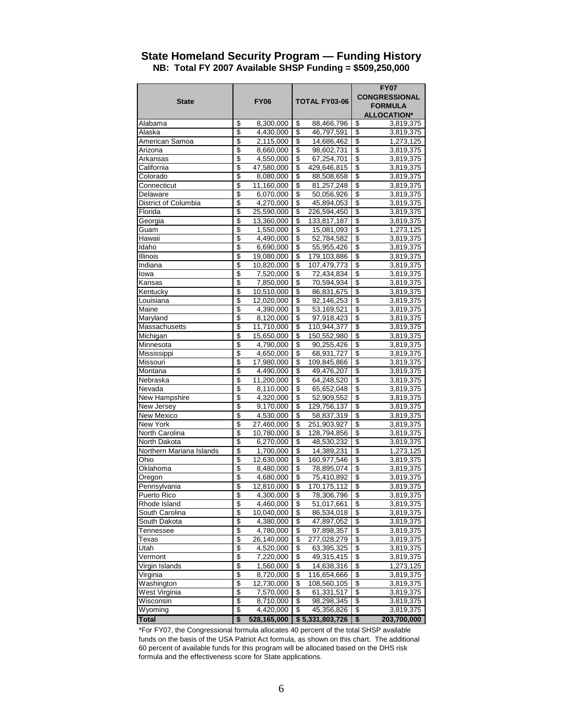## State Homeland Security Program — Funding History

**NB: Total FY 2007 Available SHSP Funding = $509,250,000**

| State | FY06 | TOTAL FY03-06 | FY07 CONGRESSIONAL FORMULA ALLOCATION* |
|---|---|---|---|
| Alabama | $ 8,300,000 | $ 88,466,796 | $ 3,819,375 |
| Alaska | $ 4,430,000 | $ 46,797,591 | $ 3,819,375 |
| American Samoa | $ 2,115,000 | $ 14,686,462 | $ 1,273,125 |
| Arizona | $ 8,660,000 | $ 98,602,731 | $ 3,819,375 |
| Arkansas | $ 4,550,000 | $ 67,254,701 | $ 3,819,375 |
| California | $ 47,580,000 | $ 429,646,815 | $ 3,819,375 |
| Colorado | $ 8,080,000 | $ 88,508,658 | $ 3,819,375 |
| Connecticut | $ 11,160,000 | $ 81,257,248 | $ 3,819,375 |
| Delaware | $ 6,070,000 | $ 50,056,926 | $ 3,819,375 |
| District of Columbia | $ 4,270,000 | $ 45,894,053 | $ 3,819,375 |
| Florida | $ 25,590,000 | $ 226,594,450 | $ 3,819,375 |
| Georgia | $ 13,360,000 | $ 133,817,187 | $ 3,819,375 |
| Guam | $ 1,550,000 | $ 15,081,093 | $ 1,273,125 |
| Hawaii | $ 4,490,000 | $ 52,784,582 | $ 3,819,375 |
| Idaho | $ 6,690,000 | $ 55,955,426 | $ 3,819,375 |
| Illinois | $ 19,080,000 | $ 179,103,886 | $ 3,819,375 |
| Indiana | $ 10,820,000 | $ 107,479,773 | $ 3,819,375 |
| Iowa | $ 7,520,000 | $ 72,434,834 | $ 3,819,375 |
| Kansas | $ 7,850,000 | $ 70,594,934 | $ 3,819,375 |
| Kentucky | $ 10,510,000 | $ 86,831,675 | $ 3,819,375 |
| Louisiana | $ 12,020,000 | $ 92,146,253 | $ 3,819,375 |
| Maine | $ 4,390,000 | $ 53,169,521 | $ 3,819,375 |
| Maryland | $ 8,120,000 | $ 97,918,423 | $ 3,819,375 |
| Massachusetts | $ 11,710,000 | $ 110,944,377 | $ 3,819,375 |
| Michigan | $ 15,650,000 | $ 150,552,980 | $ 3,819,375 |
| Minnesota | $ 4,790,000 | $ 90,255,426 | $ 3,819,375 |
| Mississippi | $ 4,650,000 | $ 68,931,727 | $ 3,819,375 |
| Missouri | $ 17,980,000 | $ 109,845,866 | $ 3,819,375 |
| Montana | $ 4,490,000 | $ 49,476,207 | $ 3,819,375 |
| Nebraska | $ 11,200,000 | $ 64,248,520 | $ 3,819,375 |
| Nevada | $ 8,110,000 | $ 65,652,048 | $ 3,819,375 |
| New Hampshire | $ 4,320,000 | $ 52,909,552 | $ 3,819,375 |
| New Jersey | $ 9,170,000 | $ 129,756,137 | $ 3,819,375 |
| New Mexico | $ 4,530,000 | $ 58,837,319 | $ 3,819,375 |
| New York | $ 27,460,000 | $ 251,903,927 | $ 3,819,375 |
| North Carolina | $ 10,780,000 | $ 128,794,856 | $ 3,819,375 |
| North Dakota | $ 6,270,000 | $ 48,530,232 | $ 3,819,375 |
| Northern Mariana Islands | $ 1,700,000 | $ 14,389,231 | $ 1,273,125 |
| Ohio | $ 12,630,000 | $ 160,977,546 | $ 3,819,375 |
| Oklahoma | $ 8,480,000 | $ 78,895,074 | $ 3,819,375 |
| Oregon | $ 4,680,000 | $ 75,410,892 | $ 3,819,375 |
| Pennsylvania | $ 12,810,000 | $ 170,175,112 | $ 3,819,375 |
| Puerto Rico | $ 4,300,000 | $ 78,306,796 | $ 3,819,375 |
| Rhode Island | $ 4,460,000 | $ 51,017,661 | $ 3,819,375 |
| South Carolina | $ 10,040,000 | $ 86,534,018 | $ 3,819,375 |
| South Dakota | $ 4,380,000 | $ 47,897,052 | $ 3,819,375 |
| Tennessee | $ 4,780,000 | $ 97,898,357 | $ 3,819,375 |
| Texas | $ 26,140,000 | $ 277,028,279 | $ 3,819,375 |
| Utah | $ 4,520,000 | $ 63,395,325 | $ 3,819,375 |
| Vermont | $ 7,220,000 | $ 49,315,415 | $ 3,819,375 |
| Virgin Islands | $ 1,560,000 | $ 14,638,316 | $ 1,273,125 |
| Virginia | $ 8,720,000 | $ 116,654,666 | $ 3,819,375 |
| Washington | $ 12,730,000 | $ 108,560,105 | $ 3,819,375 |
| West Virginia | $ 7,570,000 | $ 61,331,517 | $ 3,819,375 |
| Wisconsin | $ 8,710,000 | $ 98,298,345 | $ 3,819,375 |
| Wyoming | $ 4,420,000 | $ 45,356,826 | $ 3,819,375 |
| **Total** | **$ 528,165,000** | **$ 5,331,803,726** | **$ 203,700,000** |

*For FY07, the Congressional formula allocates 40 percent of the total SHSP available funds on the basis of the USA Patriot Act formula, as shown on this chart. The additional 60 percent of available funds for this program will be allocated based on the DHS risk formula and the effectiveness score for State applications.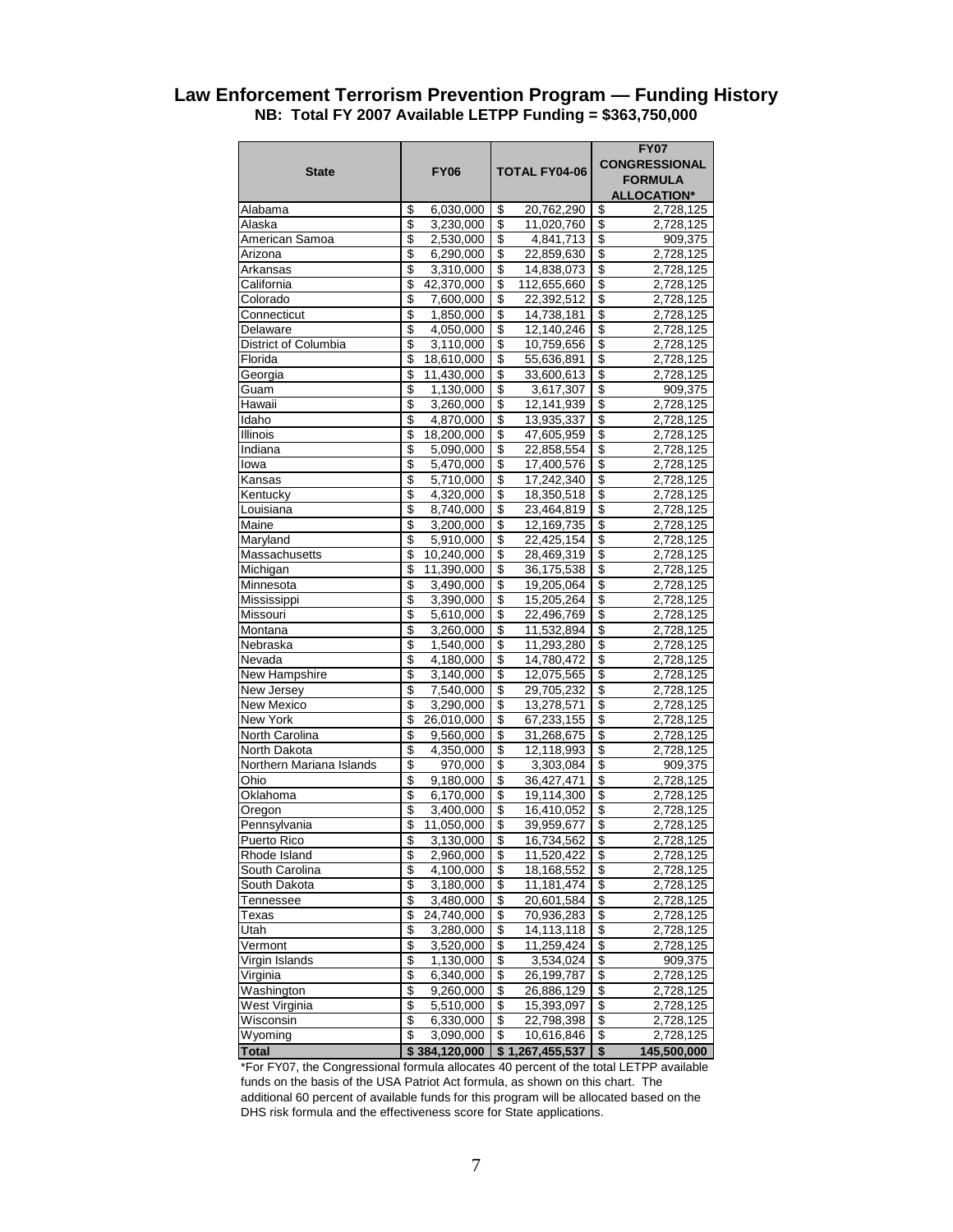# Law Enforcement Terrorism Prevention Program — Funding History

**NB: Total FY 2007 Available LETPP Funding = $363,750,000**

| State | FY06 | TOTAL FY04-06 | FY07 CONGRESSIONAL FORMULA ALLOCATION* |
|---|---|---|---|
| Alabama | $ 6,030,000 | $ 20,762,290 | $ 2,728,125 |
| Alaska | $ 3,230,000 | $ 11,020,760 | $ 2,728,125 |
| American Samoa | $ 2,530,000 | $ 4,841,713 | $ 909,375 |
| Arizona | $ 6,290,000 | $ 22,859,630 | $ 2,728,125 |
| Arkansas | $ 3,310,000 | $ 14,838,073 | $ 2,728,125 |
| California | $ 42,370,000 | $ 112,655,660 | $ 2,728,125 |
| Colorado | $ 7,600,000 | $ 22,392,512 | $ 2,728,125 |
| Connecticut | $ 1,850,000 | $ 14,738,181 | $ 2,728,125 |
| Delaware | $ 4,050,000 | $ 12,140,246 | $ 2,728,125 |
| District of Columbia | $ 3,110,000 | $ 10,759,656 | $ 2,728,125 |
| Florida | $ 18,610,000 | $ 55,636,891 | $ 2,728,125 |
| Georgia | $ 11,430,000 | $ 33,600,613 | $ 2,728,125 |
| Guam | $ 1,130,000 | $ 3,617,307 | $ 909,375 |
| Hawaii | $ 3,260,000 | $ 12,141,939 | $ 2,728,125 |
| Idaho | $ 4,870,000 | $ 13,935,337 | $ 2,728,125 |
| Illinois | $ 18,200,000 | $ 47,605,959 | $ 2,728,125 |
| Indiana | $ 5,090,000 | $ 22,858,554 | $ 2,728,125 |
| Iowa | $ 5,470,000 | $ 17,400,576 | $ 2,728,125 |
| Kansas | $ 5,710,000 | $ 17,242,340 | $ 2,728,125 |
| Kentucky | $ 4,320,000 | $ 18,350,518 | $ 2,728,125 |
| Louisiana | $ 8,740,000 | $ 23,464,819 | $ 2,728,125 |
| Maine | $ 3,200,000 | $ 12,169,735 | $ 2,728,125 |
| Maryland | $ 5,910,000 | $ 22,425,154 | $ 2,728,125 |
| Massachusetts | $ 10,240,000 | $ 28,469,319 | $ 2,728,125 |
| Michigan | $ 11,390,000 | $ 36,175,538 | $ 2,728,125 |
| Minnesota | $ 3,490,000 | $ 19,205,064 | $ 2,728,125 |
| Mississippi | $ 3,390,000 | $ 15,205,264 | $ 2,728,125 |
| Missouri | $ 5,610,000 | $ 22,496,769 | $ 2,728,125 |
| Montana | $ 3,260,000 | $ 11,532,894 | $ 2,728,125 |
| Nebraska | $ 1,540,000 | $ 11,293,280 | $ 2,728,125 |
| Nevada | $ 4,180,000 | $ 14,780,472 | $ 2,728,125 |
| New Hampshire | $ 3,140,000 | $ 12,075,565 | $ 2,728,125 |
| New Jersey | $ 7,540,000 | $ 29,705,232 | $ 2,728,125 |
| New Mexico | $ 3,290,000 | $ 13,278,571 | $ 2,728,125 |
| New York | $ 26,010,000 | $ 67,233,155 | $ 2,728,125 |
| North Carolina | $ 9,560,000 | $ 31,268,675 | $ 2,728,125 |
| North Dakota | $ 4,350,000 | $ 12,118,993 | $ 2,728,125 |
| Northern Mariana Islands | $ 970,000 | $ 3,303,084 | $ 909,375 |
| Ohio | $ 9,180,000 | $ 36,427,471 | $ 2,728,125 |
| Oklahoma | $ 6,170,000 | $ 19,114,300 | $ 2,728,125 |
| Oregon | $ 3,400,000 | $ 16,410,052 | $ 2,728,125 |
| Pennsylvania | $ 11,050,000 | $ 39,959,677 | $ 2,728,125 |
| Puerto Rico | $ 3,130,000 | $ 16,734,562 | $ 2,728,125 |
| Rhode Island | $ 2,960,000 | $ 11,520,422 | $ 2,728,125 |
| South Carolina | $ 4,100,000 | $ 18,168,552 | $ 2,728,125 |
| South Dakota | $ 3,180,000 | $ 11,181,474 | $ 2,728,125 |
| Tennessee | $ 3,480,000 | $ 20,601,584 | $ 2,728,125 |
| Texas | $ 24,740,000 | $ 70,936,283 | $ 2,728,125 |
| Utah | $ 3,280,000 | $ 14,113,118 | $ 2,728,125 |
| Vermont | $ 3,520,000 | $ 11,259,424 | $ 2,728,125 |
| Virgin Islands | $ 1,130,000 | $ 3,534,024 | $ 909,375 |
| Virginia | $ 6,340,000 | $ 26,199,787 | $ 2,728,125 |
| Washington | $ 9,260,000 | $ 26,886,129 | $ 2,728,125 |
| West Virginia | $ 5,510,000 | $ 15,393,097 | $ 2,728,125 |
| Wisconsin | $ 6,330,000 | $ 22,798,398 | $ 2,728,125 |
| Wyoming | $ 3,090,000 | $ 10,616,846 | $ 2,728,125 |
| **Total** | **$ 384,120,000** | **$ 1,267,455,537** | **$ 145,500,000** |

*For FY07, the Congressional formula allocates 40 percent of the total LETPP available funds on the basis of the USA Patriot Act formula, as shown on this chart. The additional 60 percent of available funds for this program will be allocated based on the DHS risk formula and the effectiveness score for State applications.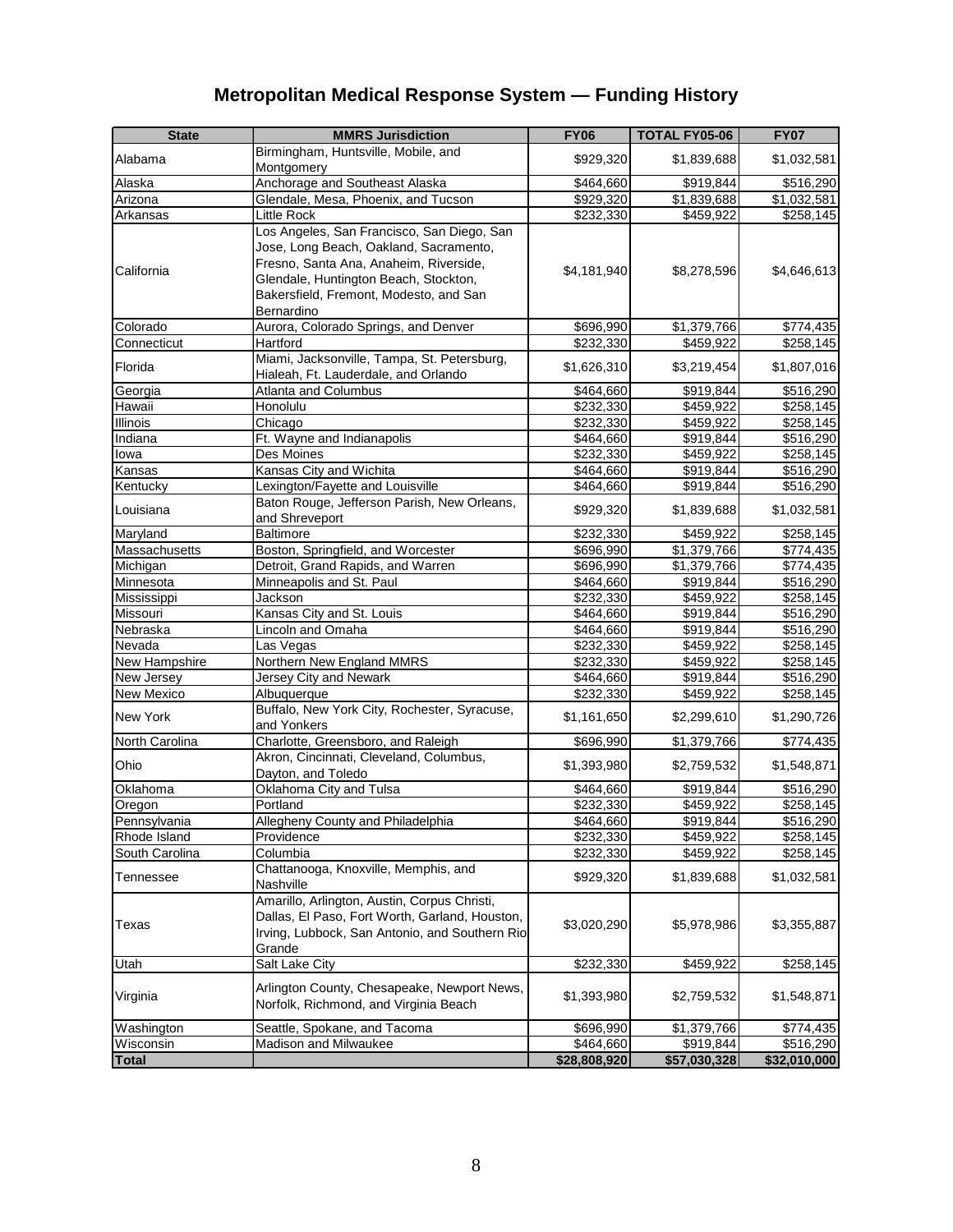# Metropolitan Medical Response System — Funding History

| State | MMRS Jurisdiction | FY06 | TOTAL FY05-06 | FY07 |
|---|---|---|---|---|
| Alabama | Birmingham, Huntsville, Mobile, and Montgomery | $929,320 | $1,839,688 | $1,032,581 |
| Alaska | Anchorage and Southeast Alaska | $464,660 | $919,844 | $516,290 |
| Arizona | Glendale, Mesa, Phoenix, and Tucson | $929,320 | $1,839,688 | $1,032,581 |
| Arkansas | Little Rock | $232,330 | $459,922 | $258,145 |
| California | Los Angeles, San Francisco, San Diego, San Jose, Long Beach, Oakland, Sacramento, Fresno, Santa Ana, Anaheim, Riverside, Glendale, Huntington Beach, Stockton, Bakersfield, Fremont, Modesto, and San Bernardino | $4,181,940 | $8,278,596 | $4,646,613 |
| Colorado | Aurora, Colorado Springs, and Denver | $696,990 | $1,379,766 | $774,435 |
| Connecticut | Hartford | $232,330 | $459,922 | $258,145 |
| Florida | Miami, Jacksonville, Tampa, St. Petersburg, Hialeah, Ft. Lauderdale, and Orlando | $1,626,310 | $3,219,454 | $1,807,016 |
| Georgia | Atlanta and Columbus | $464,660 | $919,844 | $516,290 |
| Hawaii | Honolulu | $232,330 | $459,922 | $258,145 |
| Illinois | Chicago | $232,330 | $459,922 | $258,145 |
| Indiana | Ft. Wayne and Indianapolis | $464,660 | $919,844 | $516,290 |
| Iowa | Des Moines | $232,330 | $459,922 | $258,145 |
| Kansas | Kansas City and Wichita | $464,660 | $919,844 | $516,290 |
| Kentucky | Lexington/Fayette and Louisville | $464,660 | $919,844 | $516,290 |
| Louisiana | Baton Rouge, Jefferson Parish, New Orleans, and Shreveport | $929,320 | $1,839,688 | $1,032,581 |
| Maryland | Baltimore | $232,330 | $459,922 | $258,145 |
| Massachusetts | Boston, Springfield, and Worcester | $696,990 | $1,379,766 | $774,435 |
| Michigan | Detroit, Grand Rapids, and Warren | $696,990 | $1,379,766 | $774,435 |
| Minnesota | Minneapolis and St. Paul | $464,660 | $919,844 | $516,290 |
| Mississippi | Jackson | $232,330 | $459,922 | $258,145 |
| Missouri | Kansas City and St. Louis | $464,660 | $919,844 | $516,290 |
| Nebraska | Lincoln and Omaha | $464,660 | $919,844 | $516,290 |
| Nevada | Las Vegas | $232,330 | $459,922 | $258,145 |
| New Hampshire | Northern New England MMRS | $232,330 | $459,922 | $258,145 |
| New Jersey | Jersey City and Newark | $464,660 | $919,844 | $516,290 |
| New Mexico | Albuquerque | $232,330 | $459,922 | $258,145 |
| New York | Buffalo, New York City, Rochester, Syracuse, and Yonkers | $1,161,650 | $2,299,610 | $1,290,726 |
| North Carolina | Charlotte, Greensboro, and Raleigh | $696,990 | $1,379,766 | $774,435 |
| Ohio | Akron, Cincinnati, Cleveland, Columbus, Dayton, and Toledo | $1,393,980 | $2,759,532 | $1,548,871 |
| Oklahoma | Oklahoma City and Tulsa | $464,660 | $919,844 | $516,290 |
| Oregon | Portland | $232,330 | $459,922 | $258,145 |
| Pennsylvania | Allegheny County and Philadelphia | $464,660 | $919,844 | $516,290 |
| Rhode Island | Providence | $232,330 | $459,922 | $258,145 |
| South Carolina | Columbia | $232,330 | $459,922 | $258,145 |
| Tennessee | Chattanooga, Knoxville, Memphis, and Nashville | $929,320 | $1,839,688 | $1,032,581 |
| Texas | Amarillo, Arlington, Austin, Corpus Christi, Dallas, El Paso, Fort Worth, Garland, Houston, Irving, Lubbock, San Antonio, and Southern Rio Grande | $3,020,290 | $5,978,986 | $3,355,887 |
| Utah | Salt Lake City | $232,330 | $459,922 | $258,145 |
| Virginia | Arlington County, Chesapeake, Newport News, Norfolk, Richmond, and Virginia Beach | $1,393,980 | $2,759,532 | $1,548,871 |
| Washington | Seattle, Spokane, and Tacoma | $696,990 | $1,379,766 | $774,435 |
| Wisconsin | Madison and Milwaukee | $464,660 | $919,844 | $516,290 |
| **Total** | | **$28,808,920** | **$57,030,328** | **$32,010,000** |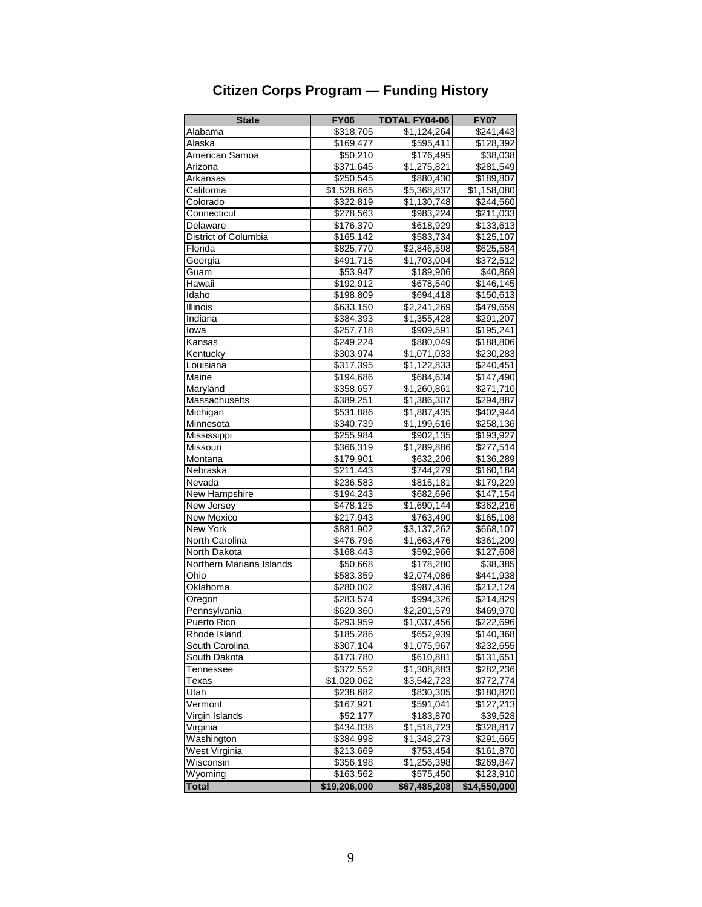# Citizen Corps Program — Funding History

| State | FY06 | TOTAL FY04-06 | FY07 |
|---|---|---|---|
| Alabama | $318,705 | $1,124,264 | $241,443 |
| Alaska | $169,477 | $595,411 | $128,392 |
| American Samoa | $50,210 | $176,495 | $38,038 |
| Arizona | $371,645 | $1,275,821 | $281,549 |
| Arkansas | $250,545 | $880,430 | $189,807 |
| California | $1,528,665 | $5,368,837 | $1,158,080 |
| Colorado | $322,819 | $1,130,748 | $244,560 |
| Connecticut | $278,563 | $983,224 | $211,033 |
| Delaware | $176,370 | $618,929 | $133,613 |
| District of Columbia | $165,142 | $583,734 | $125,107 |
| Florida | $825,770 | $2,846,598 | $625,584 |
| Georgia | $491,715 | $1,703,004 | $372,512 |
| Guam | $53,947 | $189,906 | $40,869 |
| Hawaii | $192,912 | $678,540 | $146,145 |
| Idaho | $198,809 | $694,418 | $150,613 |
| Illinois | $633,150 | $2,241,269 | $479,659 |
| Indiana | $384,393 | $1,355,428 | $291,207 |
| Iowa | $257,718 | $909,591 | $195,241 |
| Kansas | $249,224 | $880,049 | $188,806 |
| Kentucky | $303,974 | $1,071,033 | $230,283 |
| Louisiana | $317,395 | $1,122,833 | $240,451 |
| Maine | $194,686 | $684,634 | $147,490 |
| Maryland | $358,657 | $1,260,861 | $271,710 |
| Massachusetts | $389,251 | $1,386,307 | $294,887 |
| Michigan | $531,886 | $1,887,435 | $402,944 |
| Minnesota | $340,739 | $1,199,616 | $258,136 |
| Mississippi | $255,984 | $902,135 | $193,927 |
| Missouri | $366,319 | $1,289,886 | $277,514 |
| Montana | $179,901 | $632,206 | $136,289 |
| Nebraska | $211,443 | $744,279 | $160,184 |
| Nevada | $236,583 | $815,181 | $179,229 |
| New Hampshire | $194,243 | $682,696 | $147,154 |
| New Jersey | $478,125 | $1,690,144 | $362,216 |
| New Mexico | $217,943 | $763,490 | $165,108 |
| New York | $881,902 | $3,137,262 | $668,107 |
| North Carolina | $476,796 | $1,663,476 | $361,209 |
| North Dakota | $168,443 | $592,966 | $127,608 |
| Northern Mariana Islands | $50,668 | $178,280 | $38,385 |
| Ohio | $583,359 | $2,074,086 | $441,938 |
| Oklahoma | $280,002 | $987,436 | $212,124 |
| Oregon | $283,574 | $994,326 | $214,829 |
| Pennsylvania | $620,360 | $2,201,579 | $469,970 |
| Puerto Rico | $293,959 | $1,037,456 | $222,696 |
| Rhode Island | $185,286 | $652,939 | $140,368 |
| South Carolina | $307,104 | $1,075,967 | $232,655 |
| South Dakota | $173,780 | $610,881 | $131,651 |
| Tennessee | $372,552 | $1,308,883 | $282,236 |
| Texas | $1,020,062 | $3,542,723 | $772,774 |
| Utah | $238,682 | $830,305 | $180,820 |
| Vermont | $167,921 | $591,041 | $127,213 |
| Virgin Islands | $52,177 | $183,870 | $39,528 |
| Virginia | $434,038 | $1,518,723 | $328,817 |
| Washington | $384,998 | $1,348,273 | $291,665 |
| West Virginia | $213,669 | $753,454 | $161,870 |
| Wisconsin | $356,198 | $1,256,398 | $269,847 |
| Wyoming | $163,562 | $575,450 | $123,910 |
| **Total** | **$19,206,000** | **$67,485,208** | **$14,550,000** |